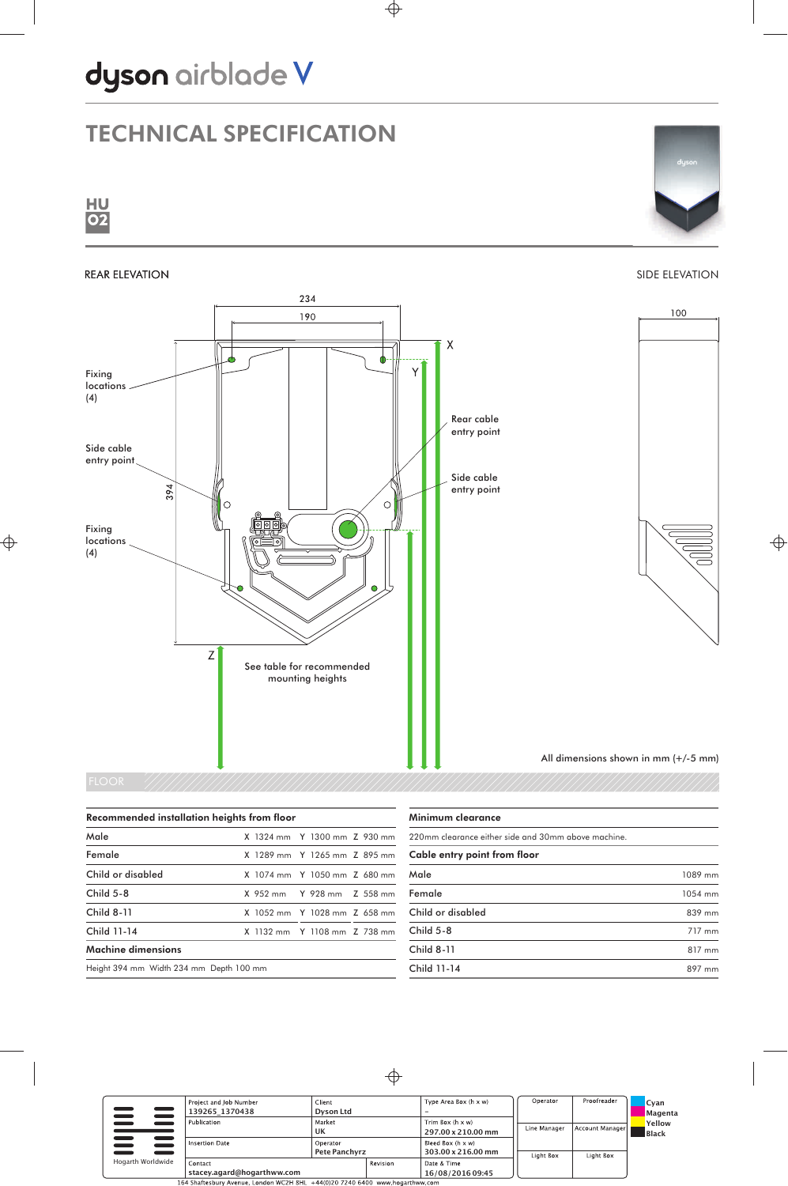# dyson airblade V

## TECHNICAL SPECIFICATION

**HU 02**

REAR ELEVATION

SIDE ELEVATION

234

190

100

394

X

Y

Z

Fixing locations (4)

Side cable entry point

Fixing locations (4)

Rear cable entry point

Side cable entry point

See table for recommended mounting heights

All dimensions shown in mm (+/-5 mm)

FLOOR

| Recommended installation heights from floor | X | Y | Z |
|---|---|---|---|
| Male | X 1324 mm | Y 1300 mm | Z 930 mm |
| Female | X 1289 mm | Y 1265 mm | Z 895 mm |
| Child or disabled | X 1074 mm | Y 1050 mm | Z 680 mm |
| Child 5-8 | X 952 mm | Y 928 mm | Z 558 mm |
| Child 8-11 | X 1052 mm | Y 1028 mm | Z 658 mm |
| Child 11-14 | X 1132 mm | Y 1108 mm | Z 738 mm |

**Machine dimensions**

Height 394 mm Width 234 mm Depth 100 mm

**Minimum clearance**

220mm clearance either side and 30mm above machine.

| Cable entry point from floor | |
|---|---|
| Male | 1089 mm |
| Female | 1054 mm |
| Child or disabled | 839 mm |
| Child 5-8 | 717 mm |
| Child 8-11 | 817 mm |
| Child 11-14 | 897 mm |

| Hogarth Worldwide | Project and Job Number: 139265_1370438 | Client: Dyson Ltd | | Type Area Box (h x w): – |
|---|---|---|---|---|
| | Publication | Market: UK | | Trim Box (h x w): 297.00 x 210.00 mm |
| | Insertion Date | Operator: Pete Panchyrz | | Bleed Box (h x w): 303.00 x 216.00 mm |
| | Contact: stacey.agard@hogarthww.com | | Revision | Date & Time: 16/08/2016 09:45 |

| Operator | Proofreader |
|---|---|
| Line Manager | Account Manager |
| Light Box | Light Box |

Cyan
Magenta
Yellow
Black

164 Shaftesbury Avenue, London WC2H 8HL +44(0)20 7240 6400 www.hogarthww.com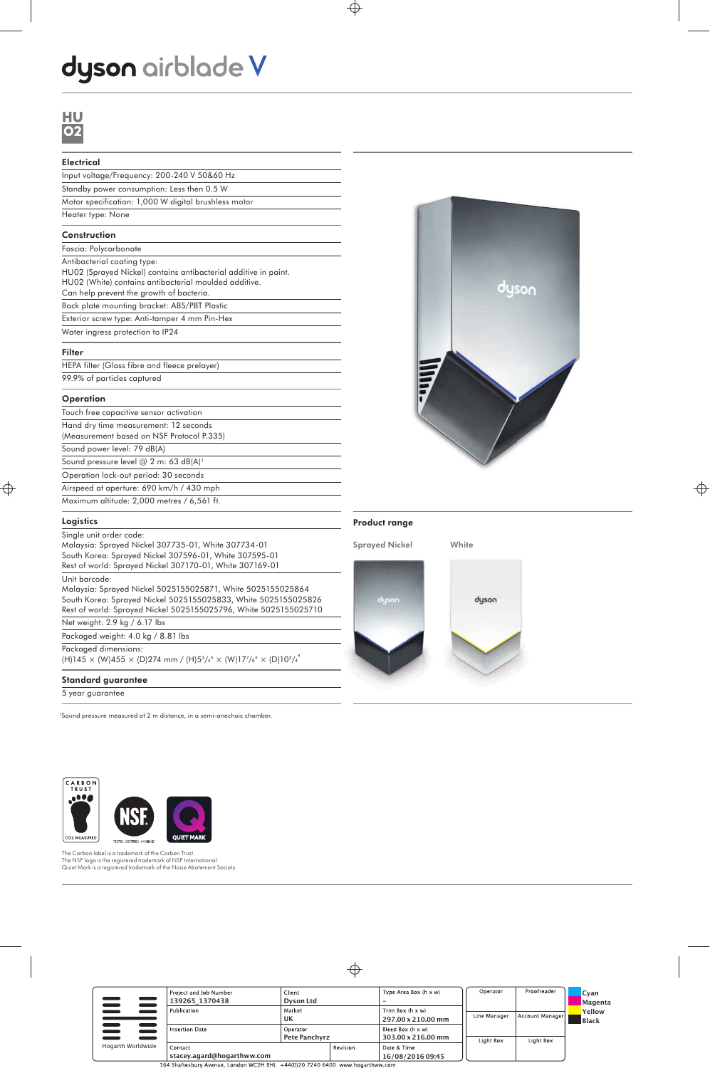# dyson airblade V

**HU 02**

### Electrical

Input voltage/Frequency: 200-240 V 50&60 Hz

Standby power consumption: Less then 0.5 W

Motor specification: 1,000 W digital brushless motor

Heater type: None

### Construction

Fascia: Polycarbonate

Antibacterial coating type:
HU02 (Sprayed Nickel) contains antibacterial additive in paint.
HU02 (White) contains antibacterial moulded additive.
Can help prevent the growth of bacteria.

Back plate mounting bracket: ABS/PBT Plastic

Exterior screw type: Anti-tamper 4 mm Pin-Hex

Water ingress protection to IP24

### Filter

HEPA filter (Glass fibre and fleece prelayer)

99.9% of particles captured

### Operation

Touch free capacitive sensor activation

Hand dry time measurement: 12 seconds
(Measurement based on NSF Protocol P.335)

Sound power level: 79 dB(A)

Sound pressure level @ 2 m: 63 dB(A)[1]

Operation lock-out period: 30 seconds

Airspeed at aperture: 690 km/h / 430 mph

Maximum altitude: 2,000 metres / 6,561 ft.

### Logistics

Single unit order code:
Malaysia: Sprayed Nickel 307735-01, White 307734-01
South Korea: Sprayed Nickel 307596-01, White 307595-01
Rest of world: Sprayed Nickel 307170-01, White 307169-01

Unit barcode:
Malaysia: Sprayed Nickel 5025155025871, White 5025155025864
South Korea: Sprayed Nickel 5025155025833, White 5025155025826
Rest of world: Sprayed Nickel 5025155025796, White 5025155025710

Net weight: 2.9 kg / 6.17 lbs

Packaged weight: 4.0 kg / 8.81 lbs

Packaged dimensions:
(H)145 × (W)455 × (D)274 mm / (H)5³/₄" × (W)17⁷/₈" × (D)10³/₄"

### Standard guarantee

5 year guarantee

[1]Sound pressure measured at 2 m distance, in a semi-anechoic chamber.

### Product range

Sprayed Nickel

White

The Carbon label is a trademark of the Carbon Trust.
The NSF logo is the registered trademark of NSF International.
Quiet Mark is a registered trademark of the Noise Abatement Society.

| | | | | |
|---|---|---|---|---|
| Project and Job Number: 139265_1370438 | Client: Dyson Ltd | | Type Area Box (h x w): – | |
| Publication | Market: UK | | Trim Box (h x w): 297.00 x 210.00 mm | |
| Insertion Date | Operator: Pete Panchyrz | | Bleed Box (h x w): 303.00 x 216.00 mm | |
| Contact: stacey.agard@hogarthww.com | | Revision | Date & Time: 16/08/2016 09:45 | |

Hogarth Worldwide

164 Shaftesbury Avenue, London WC2H 8HL +44(0)20 7240 6400 www.hogarthww.com

| | |
|---|---|
| Operator | Proofreader |
| Line Manager | Account Manager |
| Light Box | Light Box |

Cyan
Magenta
Yellow
Black